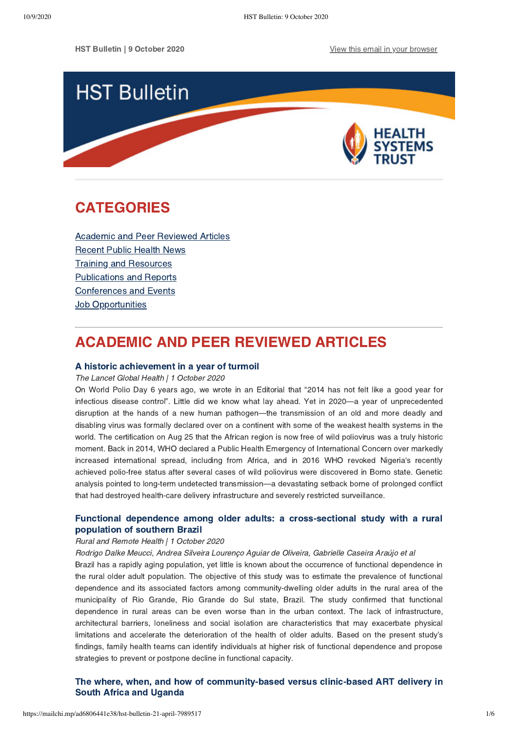HST Bulletin | 9 October 2020

View this email in your browser

# HST Bulletin

HEALTH SYSTEMS TRUST

## CATEGORIES

- Academic and Peer Reviewed Articles
- Recent Public Health News
- Training and Resources
- Publications and Reports
- Conferences and Events
- Job Opportunities

## ACADEMIC AND PEER REVIEWED ARTICLES

### A historic achievement in a year of turmoil

*The Lancet Global Health | 1 October 2020*

On World Polio Day 6 years ago, we wrote in an Editorial that "2014 has not felt like a good year for infectious disease control". Little did we know what lay ahead. Yet in 2020—a year of unprecedented disruption at the hands of a new human pathogen—the transmission of an old and more deadly and disabling virus was formally declared over on a continent with some of the weakest health systems in the world. The certification on Aug 25 that the African region is now free of wild poliovirus was a truly historic moment. Back in 2014, WHO declared a Public Health Emergency of International Concern over markedly increased international spread, including from Africa, and in 2016 WHO revoked Nigeria's recently achieved polio-free status after several cases of wild poliovirus were discovered in Borno state. Genetic analysis pointed to long-term undetected transmission—a devastating setback borne of prolonged conflict that had destroyed health-care delivery infrastructure and severely restricted surveillance.

### Functional dependence among older adults: a cross-sectional study with a rural population of southern Brazil

*Rural and Remote Health | 1 October 2020*

*Rodrigo Dalke Meucci, Andrea Silveira Lourenço Aguiar de Oliveira, Gabrielle Caseira Araújo et al*

Brazil has a rapidly aging population, yet little is known about the occurrence of functional dependence in the rural older adult population. The objective of this study was to estimate the prevalence of functional dependence and its associated factors among community-dwelling older adults in the rural area of the municipality of Rio Grande, Rio Grande do Sul state, Brazil. The study confirmed that functional dependence in rural areas can be even worse than in the urban context. The lack of infrastructure, architectural barriers, loneliness and social isolation are characteristics that may exacerbate physical limitations and accelerate the deterioration of the health of older adults. Based on the present study's findings, family health teams can identify individuals at higher risk of functional dependence and propose strategies to prevent or postpone decline in functional capacity.

### The where, when, and how of community-based versus clinic-based ART delivery in South Africa and Uganda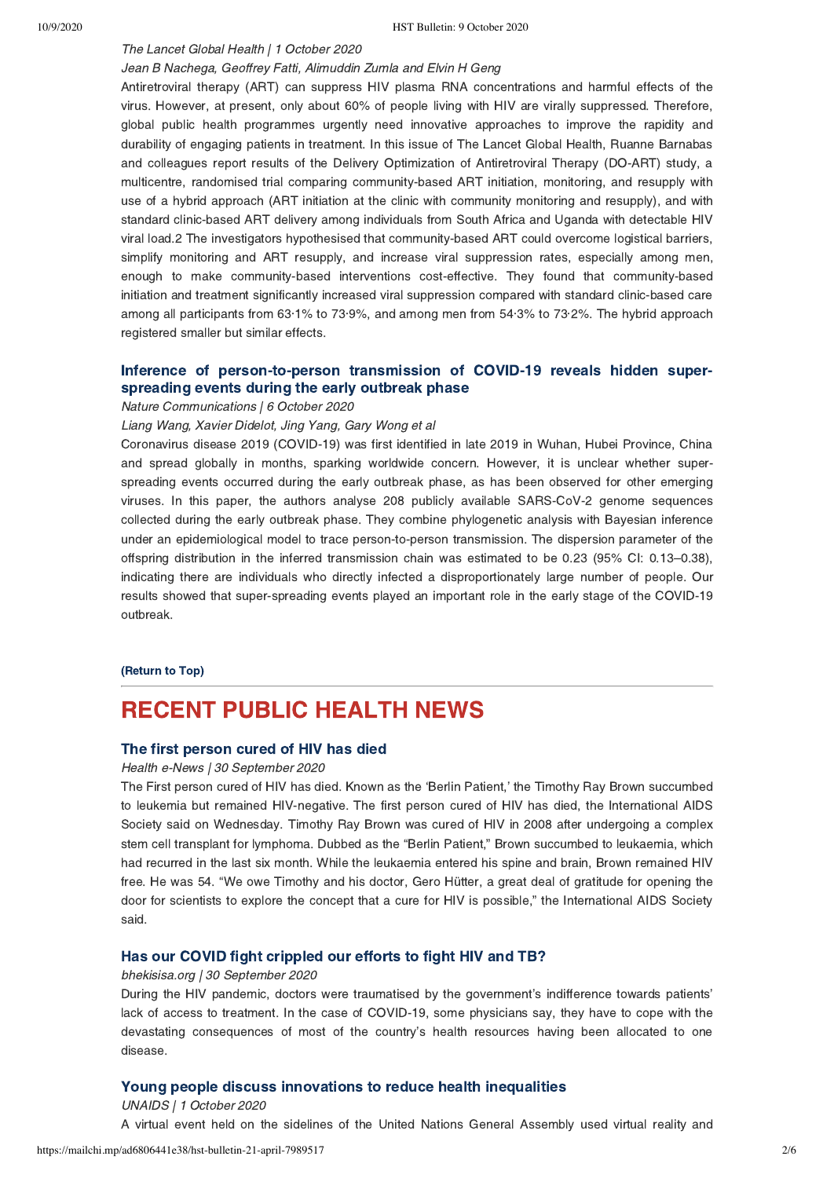*The Lancet Global Health | 1 October 2020*

*Jean B Nachega, Geoffrey Fatti, Alimuddin Zumla and Elvin H Geng*

Antiretroviral therapy (ART) can suppress HIV plasma RNA concentrations and harmful effects of the virus. However, at present, only about 60% of people living with HIV are virally suppressed. Therefore, global public health programmes urgently need innovative approaches to improve the rapidity and durability of engaging patients in treatment. In this issue of The Lancet Global Health, Ruanne Barnabas and colleagues report results of the Delivery Optimization of Antiretroviral Therapy (DO-ART) study, a multicentre, randomised trial comparing community-based ART initiation, monitoring, and resupply with use of a hybrid approach (ART initiation at the clinic with community monitoring and resupply), and with standard clinic-based ART delivery among individuals from South Africa and Uganda with detectable HIV viral load.2 The investigators hypothesised that community-based ART could overcome logistical barriers, simplify monitoring and ART resupply, and increase viral suppression rates, especially among men, enough to make community-based interventions cost-effective. They found that community-based initiation and treatment significantly increased viral suppression compared with standard clinic-based care among all participants from 63·1% to 73·9%, and among men from 54·3% to 73·2%. The hybrid approach registered smaller but similar effects.

### Inference of person-to-person transmission of COVID-19 reveals hidden super-spreading events during the early outbreak phase

*Nature Communications | 6 October 2020*

*Liang Wang, Xavier Didelot, Jing Yang, Gary Wong et al*

Coronavirus disease 2019 (COVID-19) was first identified in late 2019 in Wuhan, Hubei Province, China and spread globally in months, sparking worldwide concern. However, it is unclear whether super-spreading events occurred during the early outbreak phase, as has been observed for other emerging viruses. In this paper, the authors analyse 208 publicly available SARS-CoV-2 genome sequences collected during the early outbreak phase. They combine phylogenetic analysis with Bayesian inference under an epidemiological model to trace person-to-person transmission. The dispersion parameter of the offspring distribution in the inferred transmission chain was estimated to be 0.23 (95% CI: 0.13–0.38), indicating there are individuals who directly infected a disproportionately large number of people. Our results showed that super-spreading events played an important role in the early stage of the COVID-19 outbreak.

**(Return to Top)**

## RECENT PUBLIC HEALTH NEWS

### The first person cured of HIV has died

*Health e-News | 30 September 2020*

The First person cured of HIV has died. Known as the 'Berlin Patient,' the Timothy Ray Brown succumbed to leukemia but remained HIV-negative. The first person cured of HIV has died, the International AIDS Society said on Wednesday. Timothy Ray Brown was cured of HIV in 2008 after undergoing a complex stem cell transplant for lymphoma. Dubbed as the "Berlin Patient," Brown succumbed to leukaemia, which had recurred in the last six month. While the leukaemia entered his spine and brain, Brown remained HIV free. He was 54. "We owe Timothy and his doctor, Gero Hütter, a great deal of gratitude for opening the door for scientists to explore the concept that a cure for HIV is possible," the International AIDS Society said.

### Has our COVID fight crippled our efforts to fight HIV and TB?

*bhekisisa.org | 30 September 2020*

During the HIV pandemic, doctors were traumatised by the government's indifference towards patients' lack of access to treatment. In the case of COVID-19, some physicians say, they have to cope with the devastating consequences of most of the country's health resources having been allocated to one disease.

### Young people discuss innovations to reduce health inequalities

*UNAIDS | 1 October 2020*

A virtual event held on the sidelines of the United Nations General Assembly used virtual reality and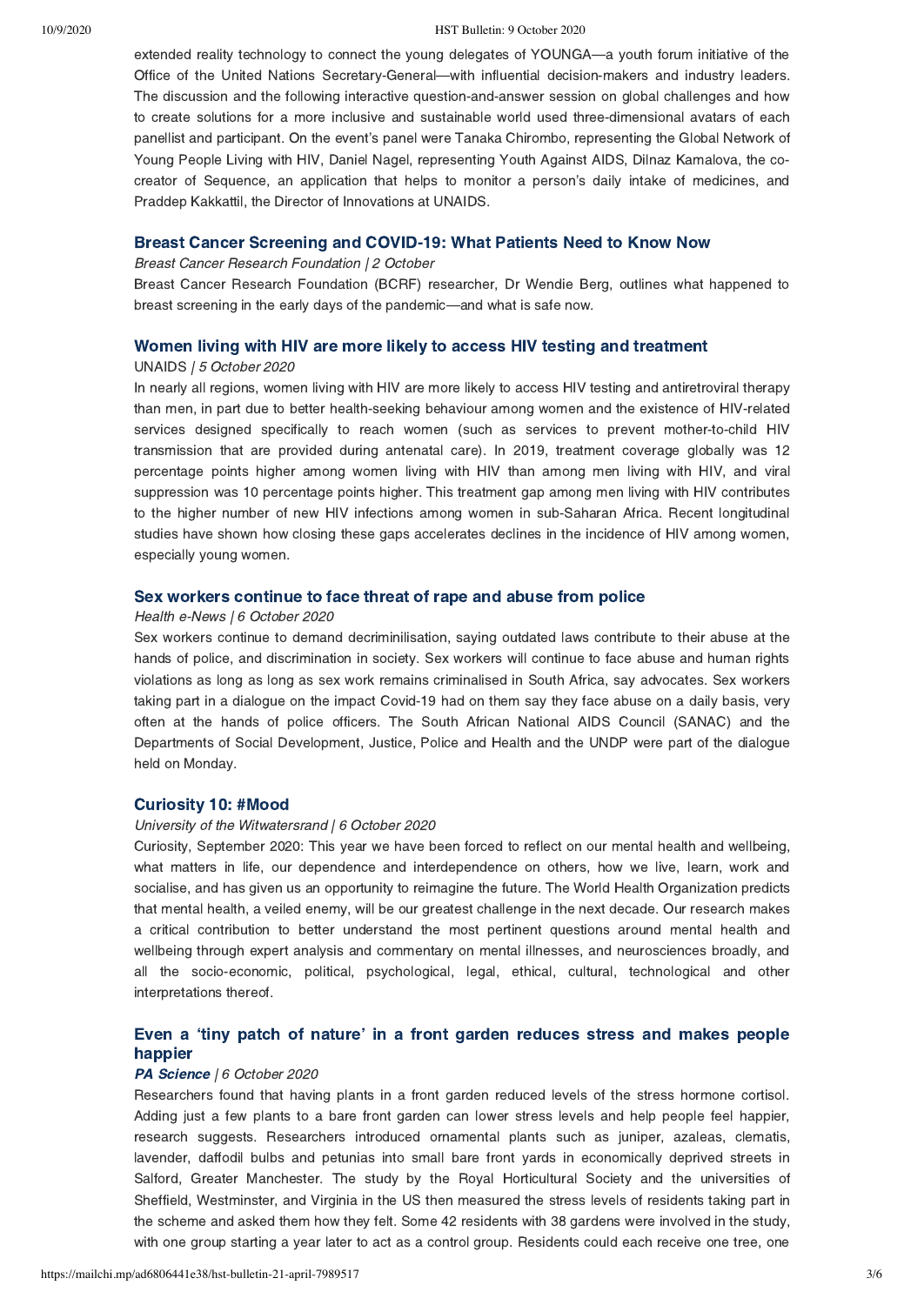extended reality technology to connect the young delegates of YOUNGA—a youth forum initiative of the Office of the United Nations Secretary-General—with influential decision-makers and industry leaders. The discussion and the following interactive question-and-answer session on global challenges and how to create solutions for a more inclusive and sustainable world used three-dimensional avatars of each panellist and participant. On the event's panel were Tanaka Chirombo, representing the Global Network of Young People Living with HIV, Daniel Nagel, representing Youth Against AIDS, Dilnaz Kamalova, the co-creator of Sequence, an application that helps to monitor a person's daily intake of medicines, and Praddep Kakkattil, the Director of Innovations at UNAIDS.

### Breast Cancer Screening and COVID-19: What Patients Need to Know Now

*Breast Cancer Research Foundation | 2 October*

Breast Cancer Research Foundation (BCRF) researcher, Dr Wendie Berg, outlines what happened to breast screening in the early days of the pandemic—and what is safe now.

### Women living with HIV are more likely to access HIV testing and treatment

UNAIDS | *5 October 2020*

In nearly all regions, women living with HIV are more likely to access HIV testing and antiretroviral therapy than men, in part due to better health-seeking behaviour among women and the existence of HIV-related services designed specifically to reach women (such as services to prevent mother-to-child HIV transmission that are provided during antenatal care). In 2019, treatment coverage globally was 12 percentage points higher among women living with HIV than among men living with HIV, and viral suppression was 10 percentage points higher. This treatment gap among men living with HIV contributes to the higher number of new HIV infections among women in sub-Saharan Africa. Recent longitudinal studies have shown how closing these gaps accelerates declines in the incidence of HIV among women, especially young women.

### Sex workers continue to face threat of rape and abuse from police

*Health e-News | 6 October 2020*

Sex workers continue to demand decriminilisation, saying outdated laws contribute to their abuse at the hands of police, and discrimination in society. Sex workers will continue to face abuse and human rights violations as long as long as sex work remains criminalised in South Africa, say advocates. Sex workers taking part in a dialogue on the impact Covid-19 had on them say they face abuse on a daily basis, very often at the hands of police officers. The South African National AIDS Council (SANAC) and the Departments of Social Development, Justice, Police and Health and the UNDP were part of the dialogue held on Monday.

### Curiosity 10: #Mood

*University of the Witwatersrand | 6 October 2020*

Curiosity, September 2020: This year we have been forced to reflect on our mental health and wellbeing, what matters in life, our dependence and interdependence on others, how we live, learn, work and socialise, and has given us an opportunity to reimagine the future. The World Health Organization predicts that mental health, a veiled enemy, will be our greatest challenge in the next decade. Our research makes a critical contribution to better understand the most pertinent questions around mental health and wellbeing through expert analysis and commentary on mental illnesses, and neurosciences broadly, and all the socio-economic, political, psychological, legal, ethical, cultural, technological and other interpretations thereof.

### Even a 'tiny patch of nature' in a front garden reduces stress and makes people happier

***PA Science*** *| 6 October 2020*

Researchers found that having plants in a front garden reduced levels of the stress hormone cortisol. Adding just a few plants to a bare front garden can lower stress levels and help people feel happier, research suggests. Researchers introduced ornamental plants such as juniper, azaleas, clematis, lavender, daffodil bulbs and petunias into small bare front yards in economically deprived streets in Salford, Greater Manchester. The study by the Royal Horticultural Society and the universities of Sheffield, Westminster, and Virginia in the US then measured the stress levels of residents taking part in the scheme and asked them how they felt. Some 42 residents with 38 gardens were involved in the study, with one group starting a year later to act as a control group. Residents could each receive one tree, one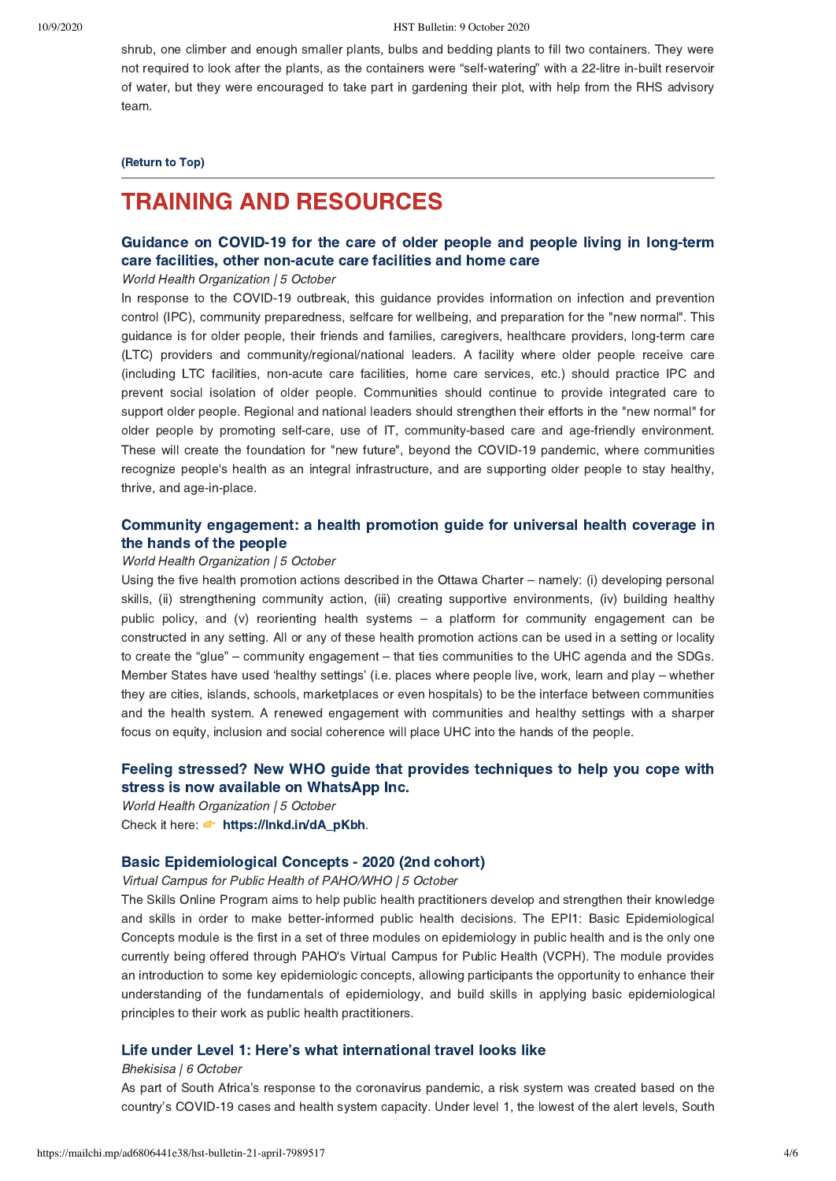shrub, one climber and enough smaller plants, bulbs and bedding plants to fill two containers. They were not required to look after the plants, as the containers were "self-watering" with a 22-litre in-built reservoir of water, but they were encouraged to take part in gardening their plot, with help from the RHS advisory team.

**(Return to Top)**

# TRAINING AND RESOURCES

### Guidance on COVID-19 for the care of older people and people living in long-term care facilities, other non-acute care facilities and home care

*World Health Organization | 5 October*

In response to the COVID-19 outbreak, this guidance provides information on infection and prevention control (IPC), community preparedness, selfcare for wellbeing, and preparation for the "new normal". This guidance is for older people, their friends and families, caregivers, healthcare providers, long-term care (LTC) providers and community/regional/national leaders. A facility where older people receive care (including LTC facilities, non-acute care facilities, home care services, etc.) should practice IPC and prevent social isolation of older people. Communities should continue to provide integrated care to support older people. Regional and national leaders should strengthen their efforts in the "new normal" for older people by promoting self-care, use of IT, community-based care and age-friendly environment. These will create the foundation for "new future", beyond the COVID-19 pandemic, where communities recognize people's health as an integral infrastructure, and are supporting older people to stay healthy, thrive, and age-in-place.

### Community engagement: a health promotion guide for universal health coverage in the hands of the people

*World Health Organization | 5 October*

Using the five health promotion actions described in the Ottawa Charter – namely: (i) developing personal skills, (ii) strengthening community action, (iii) creating supportive environments, (iv) building healthy public policy, and (v) reorienting health systems – a platform for community engagement can be constructed in any setting. All or any of these health promotion actions can be used in a setting or locality to create the "glue" – community engagement – that ties communities to the UHC agenda and the SDGs. Member States have used 'healthy settings' (i.e. places where people live, work, learn and play – whether they are cities, islands, schools, marketplaces or even hospitals) to be the interface between communities and the health system. A renewed engagement with communities and healthy settings with a sharper focus on equity, inclusion and social coherence will place UHC into the hands of the people.

### Feeling stressed? New WHO guide that provides techniques to help you cope with stress is now available on WhatsApp Inc.

*World Health Organization | 5 October*

Check it here: 👉 **https://lnkd.in/dA_pKbh**.

### Basic Epidemiological Concepts - 2020 (2nd cohort)

*Virtual Campus for Public Health of PAHO/WHO | 5 October*

The Skills Online Program aims to help public health practitioners develop and strengthen their knowledge and skills in order to make better-informed public health decisions. The EPI1: Basic Epidemiological Concepts module is the first in a set of three modules on epidemiology in public health and is the only one currently being offered through PAHO's Virtual Campus for Public Health (VCPH). The module provides an introduction to some key epidemiologic concepts, allowing participants the opportunity to enhance their understanding of the fundamentals of epidemiology, and build skills in applying basic epidemiological principles to their work as public health practitioners.

### Life under Level 1: Here's what international travel looks like

*Bhekisisa | 6 October*

As part of South Africa's response to the coronavirus pandemic, a risk system was created based on the country's COVID-19 cases and health system capacity. Under level 1, the lowest of the alert levels, South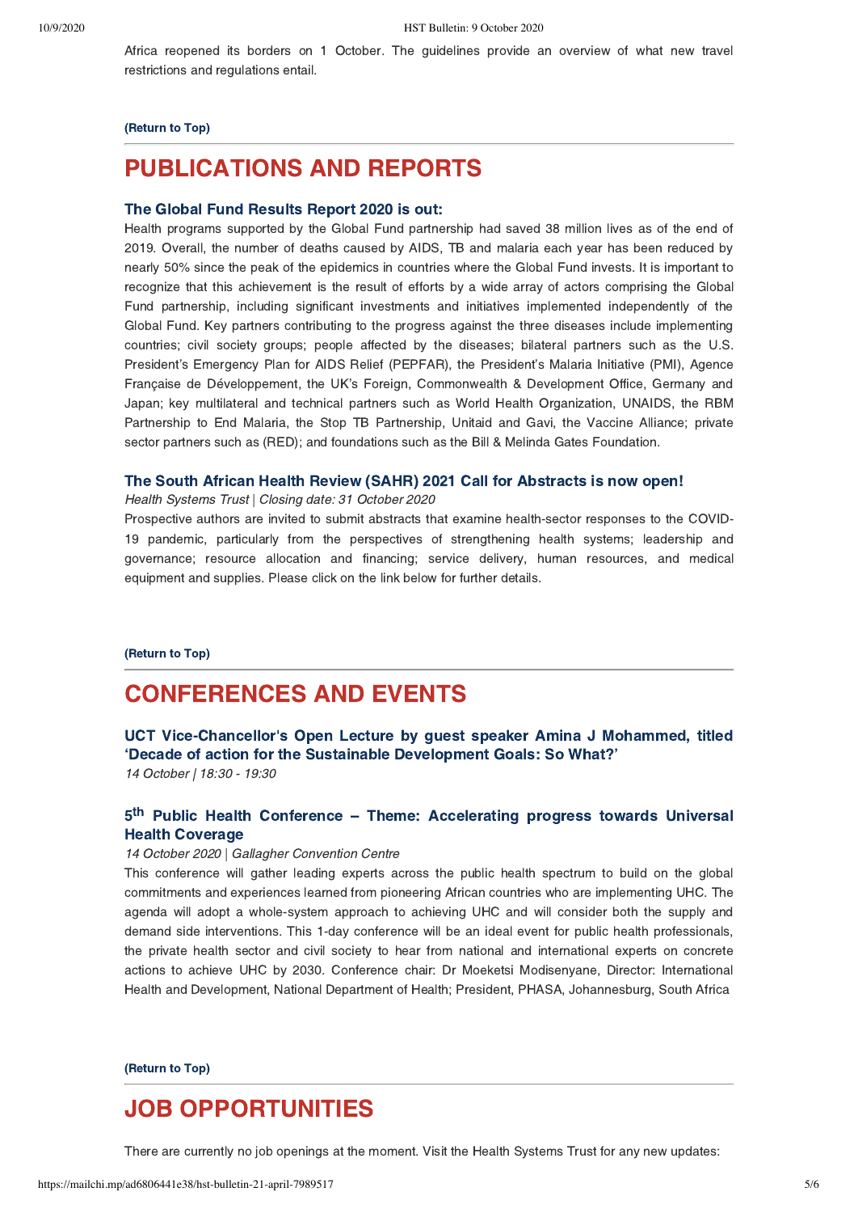Africa reopened its borders on 1 October. The guidelines provide an overview of what new travel restrictions and regulations entail.

**(Return to Top)**

# PUBLICATIONS AND REPORTS

### The Global Fund Results Report 2020 is out:

Health programs supported by the Global Fund partnership had saved 38 million lives as of the end of 2019. Overall, the number of deaths caused by AIDS, TB and malaria each year has been reduced by nearly 50% since the peak of the epidemics in countries where the Global Fund invests. It is important to recognize that this achievement is the result of efforts by a wide array of actors comprising the Global Fund partnership, including significant investments and initiatives implemented independently of the Global Fund. Key partners contributing to the progress against the three diseases include implementing countries; civil society groups; people affected by the diseases; bilateral partners such as the U.S. President's Emergency Plan for AIDS Relief (PEPFAR), the President's Malaria Initiative (PMI), Agence Française de Développement, the UK's Foreign, Commonwealth & Development Office, Germany and Japan; key multilateral and technical partners such as World Health Organization, UNAIDS, the RBM Partnership to End Malaria, the Stop TB Partnership, Unitaid and Gavi, the Vaccine Alliance; private sector partners such as (RED); and foundations such as the Bill & Melinda Gates Foundation.

### The South African Health Review (SAHR) 2021 Call for Abstracts is now open!

*Health Systems Trust | Closing date: 31 October 2020*

Prospective authors are invited to submit abstracts that examine health-sector responses to the COVID-19 pandemic, particularly from the perspectives of strengthening health systems; leadership and governance; resource allocation and financing; service delivery, human resources, and medical equipment and supplies. Please click on the link below for further details.

**(Return to Top)**

# CONFERENCES AND EVENTS

### UCT Vice-Chancellor's Open Lecture by guest speaker Amina J Mohammed, titled 'Decade of action for the Sustainable Development Goals: So What?'

*14 October | 18:30 - 19:30*

### 5th Public Health Conference – Theme: Accelerating progress towards Universal Health Coverage

*14 October 2020 | Gallagher Convention Centre*

This conference will gather leading experts across the public health spectrum to build on the global commitments and experiences learned from pioneering African countries who are implementing UHC. The agenda will adopt a whole-system approach to achieving UHC and will consider both the supply and demand side interventions. This 1-day conference will be an ideal event for public health professionals, the private health sector and civil society to hear from national and international experts on concrete actions to achieve UHC by 2030. Conference chair: Dr Moeketsi Modisenyane, Director: International Health and Development, National Department of Health; President, PHASA, Johannesburg, South Africa

**(Return to Top)**

# JOB OPPORTUNITIES

There are currently no job openings at the moment. Visit the Health Systems Trust for any new updates: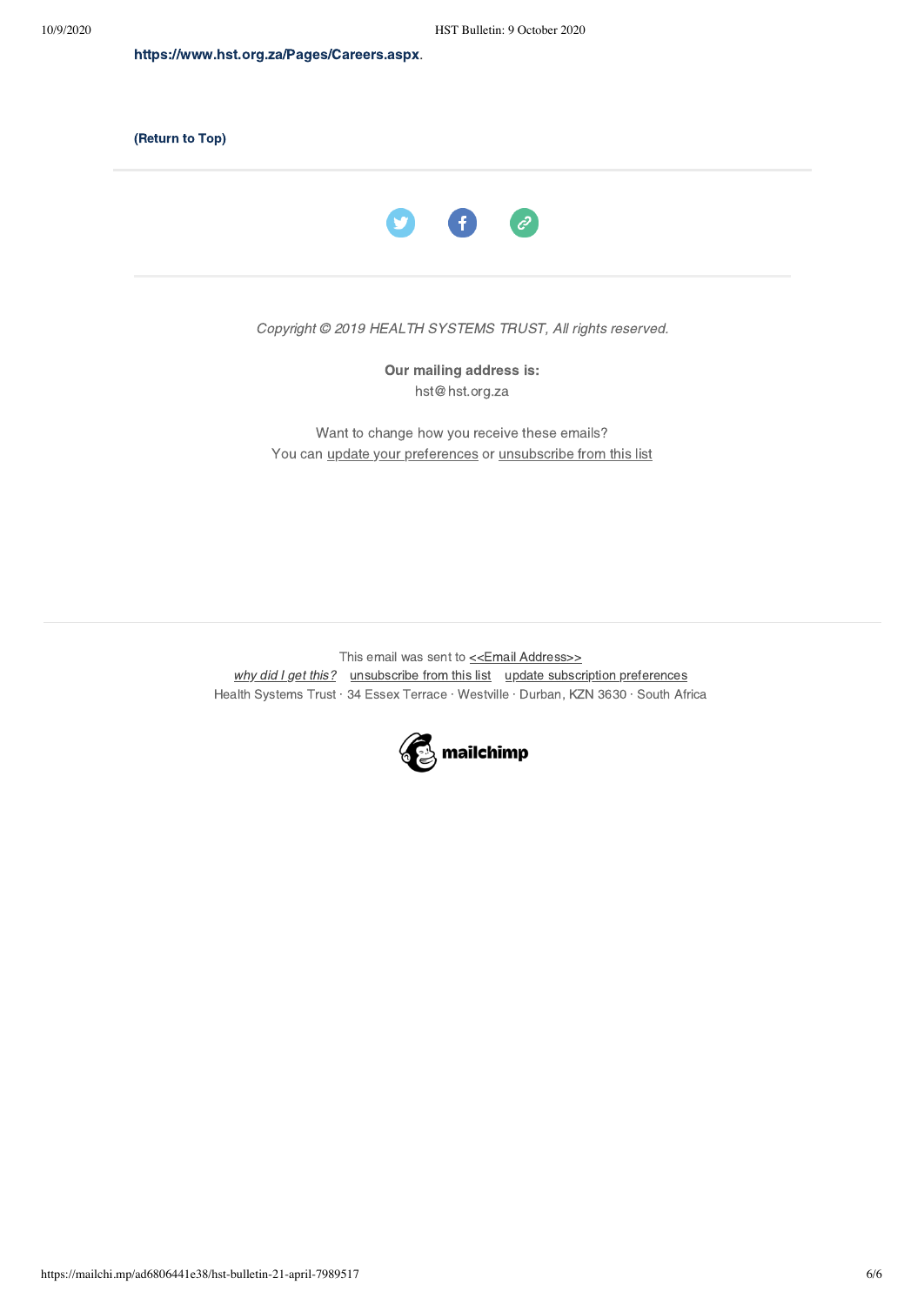**https://www.hst.org.za/Pages/Careers.aspx**.

**(Return to Top)**

---

*Copyright © 2019 HEALTH SYSTEMS TRUST, All rights reserved.*

**Our mailing address is:**
hst@hst.org.za

Want to change how you receive these emails?
You can update your preferences or unsubscribe from this list

---

This email was sent to <<Email Address>>
*why did I get this?* unsubscribe from this list update subscription preferences
Health Systems Trust · 34 Essex Terrace · Westville · Durban, KZN 3630 · South Africa

mailchimp